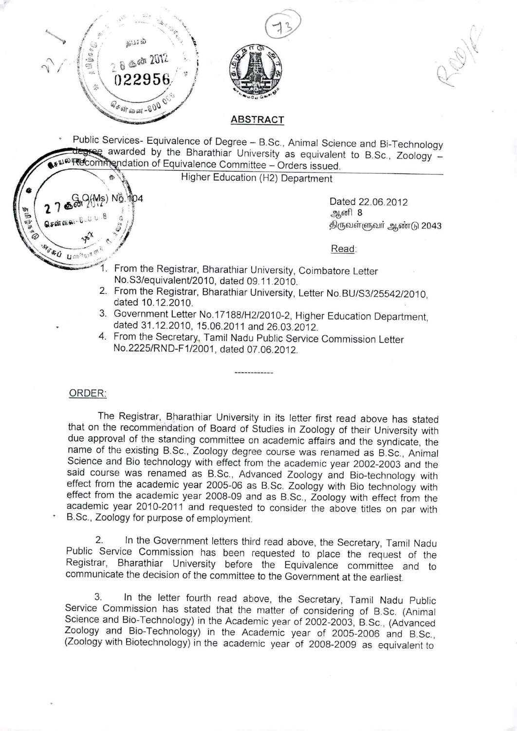## ABSTRACT

Public Services- Equivalence of Degree – B.Sc., Animal Science and Bi-Technology degree awarded by the Bharathiar University as equivalent to B.Sc., Zoology – Recommendation of Equivalence Committee – Orders issued.

Higher Education (H2) Department

G.O.(Ms) No.104

Dated 22.06.2012
ஆனி 8
திருவள்ளுவர் ஆண்டு 2043

Read:

1. From the Registrar, Bharathiar University, Coimbatore Letter No.S3/equivalent/2010, dated 09.11.2010.
2. From the Registrar, Bharathiar University, Letter No.BU/S3/25542/2010, dated 10.12.2010.
3. Government Letter No.17188/H2/2010-2, Higher Education Department, dated 31.12.2010, 15.06.2011 and 26.03.2012.
4. From the Secretary, Tamil Nadu Public Service Commission Letter No.2225/RND-F1/2001, dated 07.06.2012.

------------

ORDER:

The Registrar, Bharathiar University in its letter first read above has stated that on the recommendation of Board of Studies in Zoology of their University with due approval of the standing committee on academic affairs and the syndicate, the name of the existing B.Sc., Zoology degree course was renamed as B.Sc., Animal Science and Bio technology with effect from the academic year 2002-2003 and the said course was renamed as B.Sc., Advanced Zoology and Bio-technology with effect from the academic year 2005-06 as B.Sc. Zoology with Bio technology with effect from the academic year 2008-09 and as B.Sc., Zoology with effect from the academic year 2010-2011 and requested to consider the above titles on par with B.Sc., Zoology for purpose of employment.

2. In the Government letters third read above, the Secretary, Tamil Nadu Public Service Commission has been requested to place the request of the Registrar, Bharathiar University before the Equivalence committee and to communicate the decision of the committee to the Government at the earliest.

3. In the letter fourth read above, the Secretary, Tamil Nadu Public Service Commission has stated that the matter of considering of B.Sc. (Animal Science and Bio-Technology) in the Academic year of 2002-2003, B.Sc., (Advanced Zoology and Bio-Technology) in the Academic year of 2005-2006 and B.Sc., (Zoology with Biotechnology) in the academic year of 2008-2009 as equivalent to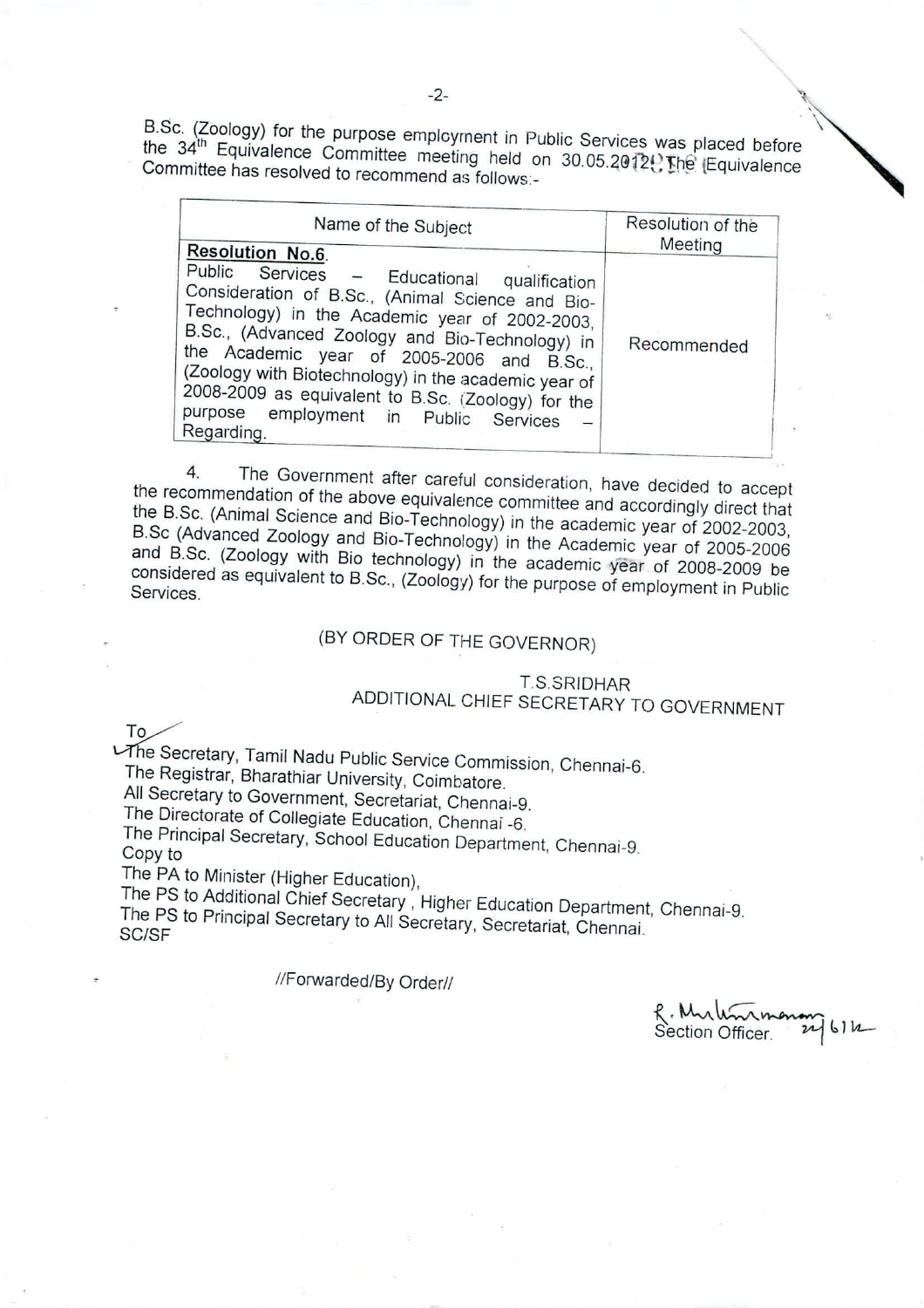B.Sc. (Zoology) for the purpose employment in Public Services was placed before the 34th Equivalence Committee meeting held on 30.05.2012. The Equivalence Committee has resolved to recommend as follows:-

| Name of the Subject | Resolution of the Meeting |
|---|---|
| **Resolution No.6.** Public Services – Educational qualification Consideration of B.Sc., (Animal Science and Bio-Technology) in the Academic year of 2002-2003, B.Sc., (Advanced Zoology and Bio-Technology) in the Academic year of 2005-2006 and B.Sc., (Zoology with Biotechnology) in the academic year of 2008-2009 as equivalent to B.Sc. (Zoology) for the purpose employment in Public Services – Regarding. | Recommended |

4. The Government after careful consideration, have decided to accept the recommendation of the above equivalence committee and accordingly direct that the B.Sc. (Animal Science and Bio-Technology) in the academic year of 2002-2003, B.Sc (Advanced Zoology and Bio-Technology) in the Academic year of 2005-2006 and B.Sc. (Zoology with Bio technology) in the academic year of 2008-2009 be considered as equivalent to B.Sc., (Zoology) for the purpose of employment in Public Services.

(BY ORDER OF THE GOVERNOR)

T.S.SRIDHAR
ADDITIONAL CHIEF SECRETARY TO GOVERNMENT

To
The Secretary, Tamil Nadu Public Service Commission, Chennai-6.
The Registrar, Bharathiar University, Coimbatore.
All Secretary to Government, Secretariat, Chennai-9.
The Directorate of Collegiate Education, Chennai -6.
The Principal Secretary, School Education Department, Chennai-9.
Copy to
The PA to Minister (Higher Education),
The PS to Additional Chief Secretary , Higher Education Department, Chennai-9.
The PS to Principal Secretary to All Secretary, Secretariat, Chennai.
SC/SF

//Forwarded/By Order//

Section Officer. 22/6/12